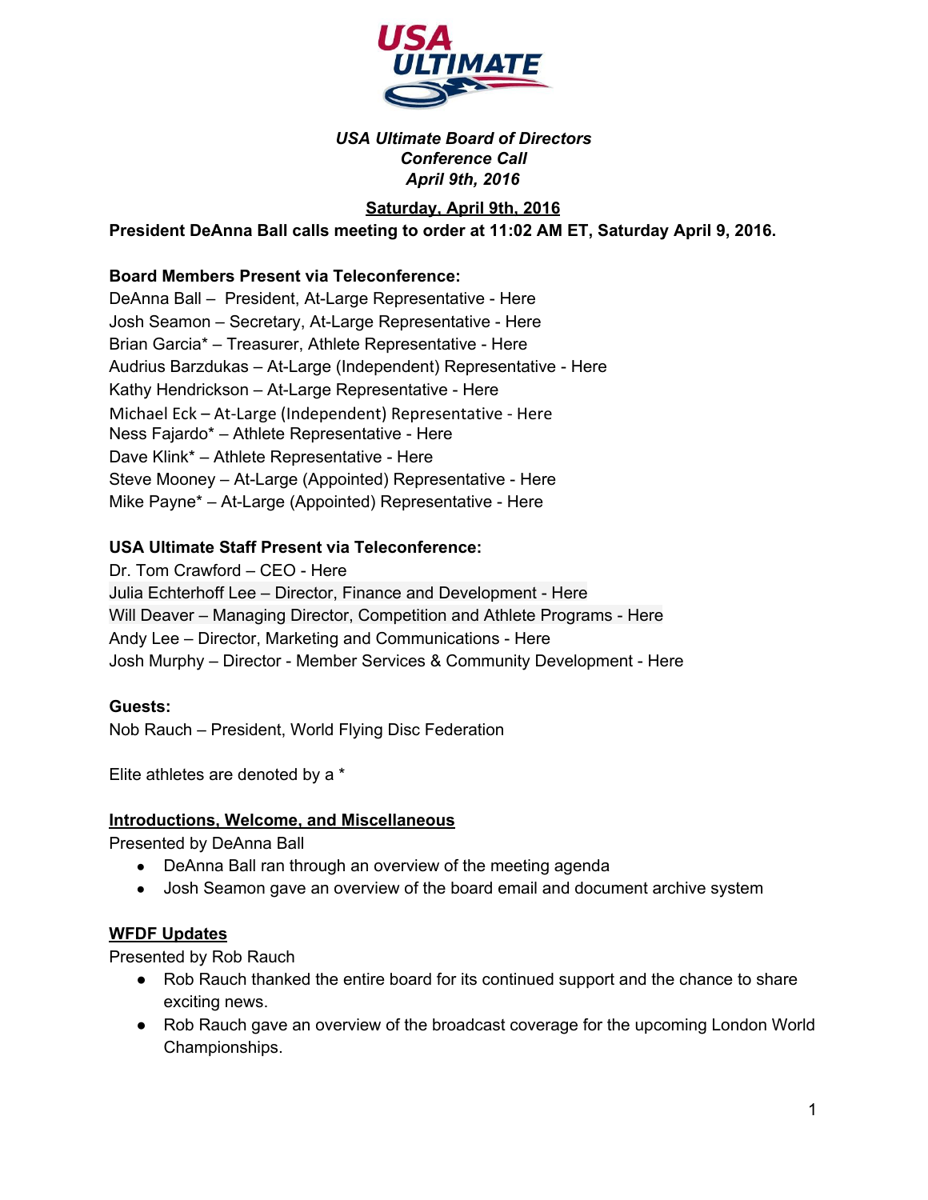***USA Ultimate Board of Directors***
***Conference Call***
***April 9th, 2016***

**Saturday, April 9th, 2016**

**President DeAnna Ball calls meeting to order at 11:02 AM ET, Saturday April 9, 2016.**

**Board Members Present via Teleconference:**

DeAnna Ball – President, At-Large Representative - Here
Josh Seamon – Secretary, At-Large Representative - Here
Brian Garcia* – Treasurer, Athlete Representative - Here
Audrius Barzdukas – At-Large (Independent) Representative - Here
Kathy Hendrickson – At-Large Representative - Here
Michael Eck – At-Large (Independent) Representative - Here
Ness Fajardo* – Athlete Representative - Here
Dave Klink* – Athlete Representative - Here
Steve Mooney – At-Large (Appointed) Representative - Here
Mike Payne* – At-Large (Appointed) Representative - Here

**USA Ultimate Staff Present via Teleconference:**

Dr. Tom Crawford – CEO - Here
Julia Echterhoff Lee – Director, Finance and Development - Here
Will Deaver – Managing Director, Competition and Athlete Programs - Here
Andy Lee – Director, Marketing and Communications - Here
Josh Murphy – Director - Member Services & Community Development - Here

**Guests:**

Nob Rauch – President, World Flying Disc Federation

Elite athletes are denoted by a *

**Introductions, Welcome, and Miscellaneous**

Presented by DeAnna Ball

- DeAnna Ball ran through an overview of the meeting agenda
- Josh Seamon gave an overview of the board email and document archive system

**WFDF Updates**

Presented by Rob Rauch

- Rob Rauch thanked the entire board for its continued support and the chance to share exciting news.
- Rob Rauch gave an overview of the broadcast coverage for the upcoming London World Championships.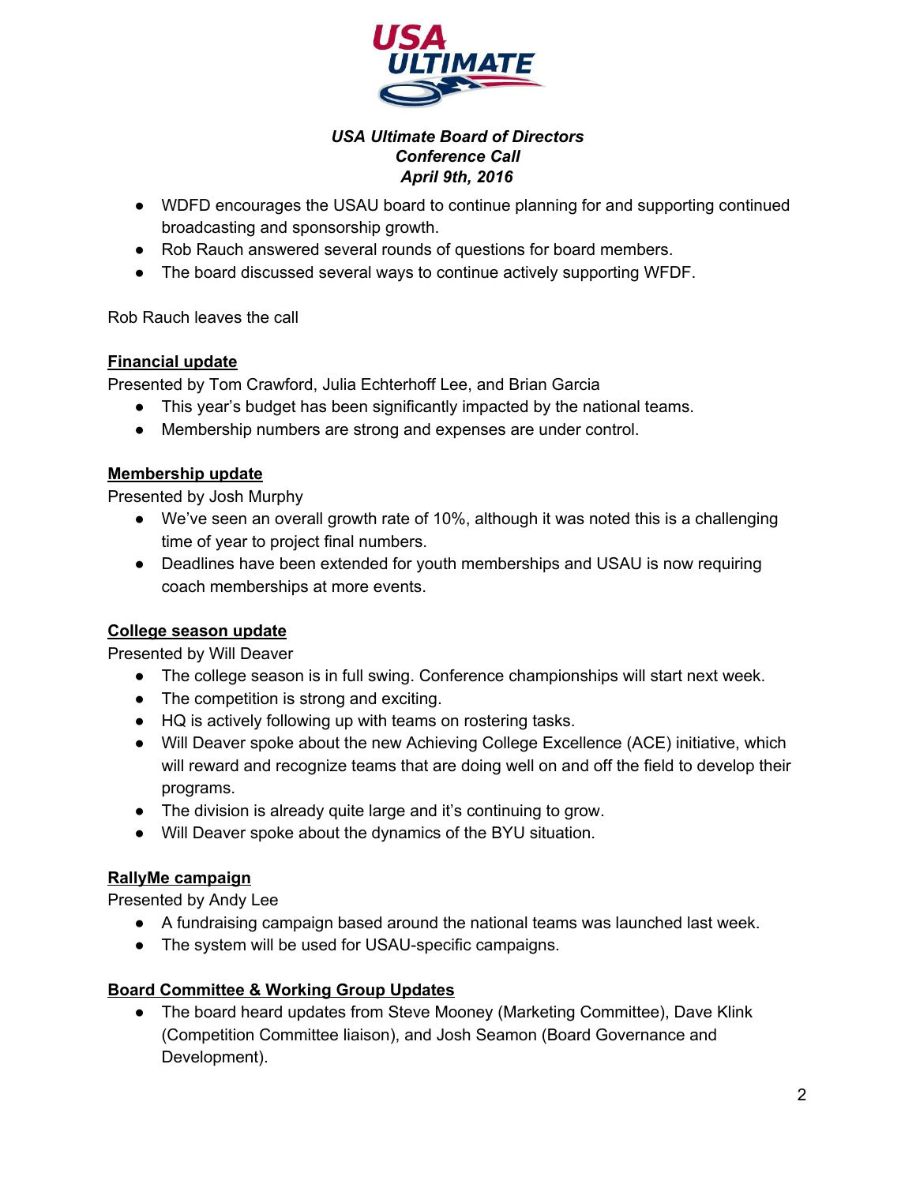**USA Ultimate Board of Directors**
**Conference Call**
**April 9th, 2016**

- WDFD encourages the USAU board to continue planning for and supporting continued broadcasting and sponsorship growth.
- Rob Rauch answered several rounds of questions for board members.
- The board discussed several ways to continue actively supporting WFDF.

Rob Rauch leaves the call

**Financial update**

Presented by Tom Crawford, Julia Echterhoff Lee, and Brian Garcia

- This year's budget has been significantly impacted by the national teams.
- Membership numbers are strong and expenses are under control.

**Membership update**

Presented by Josh Murphy

- We've seen an overall growth rate of 10%, although it was noted this is a challenging time of year to project final numbers.
- Deadlines have been extended for youth memberships and USAU is now requiring coach memberships at more events.

**College season update**

Presented by Will Deaver

- The college season is in full swing. Conference championships will start next week.
- The competition is strong and exciting.
- HQ is actively following up with teams on rostering tasks.
- Will Deaver spoke about the new Achieving College Excellence (ACE) initiative, which will reward and recognize teams that are doing well on and off the field to develop their programs.
- The division is already quite large and it's continuing to grow.
- Will Deaver spoke about the dynamics of the BYU situation.

**RallyMe campaign**

Presented by Andy Lee

- A fundraising campaign based around the national teams was launched last week.
- The system will be used for USAU-specific campaigns.

**Board Committee & Working Group Updates**

- The board heard updates from Steve Mooney (Marketing Committee), Dave Klink (Competition Committee liaison), and Josh Seamon (Board Governance and Development).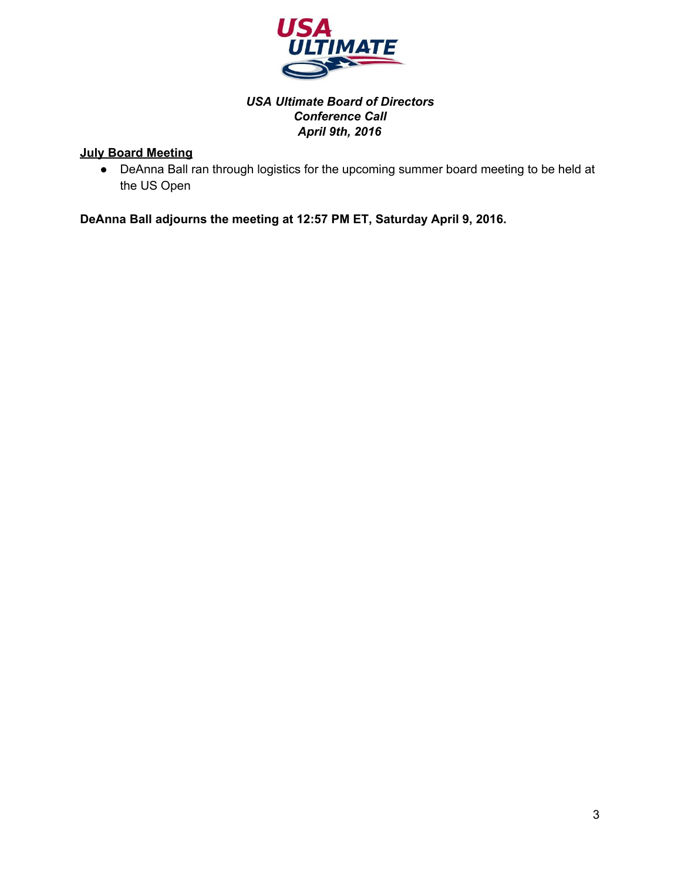*USA Ultimate Board of Directors*
*Conference Call*
*April 9th, 2016*

**July Board Meeting**

- DeAnna Ball ran through logistics for the upcoming summer board meeting to be held at the US Open

**DeAnna Ball adjourns the meeting at 12:57 PM ET, Saturday April 9, 2016.**